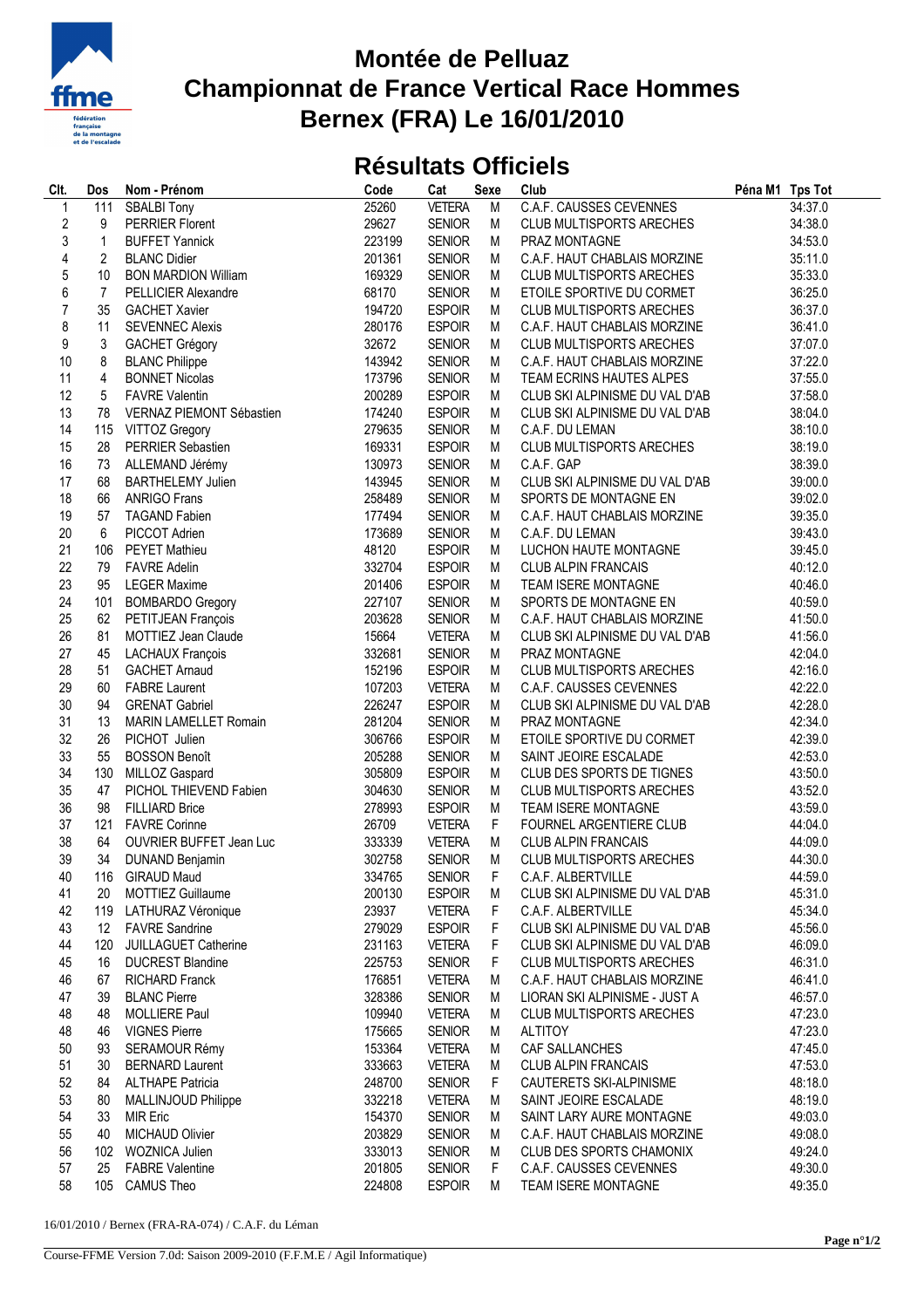# Montée de Pelluaz
# Championnat de France Vertical Race Hommes
# Bernex (FRA) Le 16/01/2010

## Résultats Officiels

| Clt. | Dos | Nom - Prénom | Code | Cat | Sexe | Club | Péna M1 | Tps Tot |
|---|---|---|---|---|---|---|---|---|
| 1 | 111 | SBALBI Tony | 25260 | VETERA | M | C.A.F. CAUSSES CEVENNES | | 34:37.0 |
| 2 | 9 | PERRIER Florent | 29627 | SENIOR | M | CLUB MULTISPORTS ARECHES | | 34:38.0 |
| 3 | 1 | BUFFET Yannick | 223199 | SENIOR | M | PRAZ MONTAGNE | | 34:53.0 |
| 4 | 2 | BLANC Didier | 201361 | SENIOR | M | C.A.F. HAUT CHABLAIS MORZINE | | 35:11.0 |
| 5 | 10 | BON MARDION William | 169329 | SENIOR | M | CLUB MULTISPORTS ARECHES | | 35:33.0 |
| 6 | 7 | PELLICIER Alexandre | 68170 | SENIOR | M | ETOILE SPORTIVE DU CORMET | | 36:25.0 |
| 7 | 35 | GACHET Xavier | 194720 | ESPOIR | M | CLUB MULTISPORTS ARECHES | | 36:37.0 |
| 8 | 11 | SEVENNEC Alexis | 280176 | ESPOIR | M | C.A.F. HAUT CHABLAIS MORZINE | | 36:41.0 |
| 9 | 3 | GACHET Grégory | 32672 | SENIOR | M | CLUB MULTISPORTS ARECHES | | 37:07.0 |
| 10 | 8 | BLANC Philippe | 143942 | SENIOR | M | C.A.F. HAUT CHABLAIS MORZINE | | 37:22.0 |
| 11 | 4 | BONNET Nicolas | 173796 | SENIOR | M | TEAM ECRINS HAUTES ALPES | | 37:55.0 |
| 12 | 5 | FAVRE Valentin | 200289 | ESPOIR | M | CLUB SKI ALPINISME DU VAL D'AB | | 37:58.0 |
| 13 | 78 | VERNAZ PIEMONT Sébastien | 174240 | ESPOIR | M | CLUB SKI ALPINISME DU VAL D'AB | | 38:04.0 |
| 14 | 115 | VITTOZ Gregory | 279635 | SENIOR | M | C.A.F. DU LEMAN | | 38:10.0 |
| 15 | 28 | PERRIER Sebastien | 169331 | ESPOIR | M | CLUB MULTISPORTS ARECHES | | 38:19.0 |
| 16 | 73 | ALLEMAND Jérémy | 130973 | SENIOR | M | C.A.F. GAP | | 38:39.0 |
| 17 | 68 | BARTHELEMY Julien | 143945 | SENIOR | M | CLUB SKI ALPINISME DU VAL D'AB | | 39:00.0 |
| 18 | 66 | ANRIGO Frans | 258489 | SENIOR | M | SPORTS DE MONTAGNE EN | | 39:02.0 |
| 19 | 57 | TAGAND Fabien | 177494 | SENIOR | M | C.A.F. HAUT CHABLAIS MORZINE | | 39:35.0 |
| 20 | 6 | PICCOT Adrien | 173689 | SENIOR | M | C.A.F. DU LEMAN | | 39:43.0 |
| 21 | 106 | PEYET Mathieu | 48120 | ESPOIR | M | LUCHON HAUTE MONTAGNE | | 39:45.0 |
| 22 | 79 | FAVRE Adelin | 332704 | ESPOIR | M | CLUB ALPIN FRANCAIS | | 40:12.0 |
| 23 | 95 | LEGER Maxime | 201406 | ESPOIR | M | TEAM ISERE MONTAGNE | | 40:46.0 |
| 24 | 101 | BOMBARDO Gregory | 227107 | SENIOR | M | SPORTS DE MONTAGNE EN | | 40:59.0 |
| 25 | 62 | PETITJEAN François | 203628 | SENIOR | M | C.A.F. HAUT CHABLAIS MORZINE | | 41:50.0 |
| 26 | 81 | MOTTIEZ Jean Claude | 15664 | VETERA | M | CLUB SKI ALPINISME DU VAL D'AB | | 41:56.0 |
| 27 | 45 | LACHAUX François | 332681 | SENIOR | M | PRAZ MONTAGNE | | 42:04.0 |
| 28 | 51 | GACHET Arnaud | 152196 | ESPOIR | M | CLUB MULTISPORTS ARECHES | | 42:16.0 |
| 29 | 60 | FABRE Laurent | 107203 | VETERA | M | C.A.F. CAUSSES CEVENNES | | 42:22.0 |
| 30 | 94 | GRENAT Gabriel | 226247 | ESPOIR | M | CLUB SKI ALPINISME DU VAL D'AB | | 42:28.0 |
| 31 | 13 | MARIN LAMELLET Romain | 281204 | SENIOR | M | PRAZ MONTAGNE | | 42:34.0 |
| 32 | 26 | PICHOT Julien | 306766 | ESPOIR | M | ETOILE SPORTIVE DU CORMET | | 42:39.0 |
| 33 | 55 | BOSSON Benoît | 205288 | SENIOR | M | SAINT JEOIRE ESCALADE | | 42:53.0 |
| 34 | 130 | MILLOZ Gaspard | 305809 | ESPOIR | M | CLUB DES SPORTS DE TIGNES | | 43:50.0 |
| 35 | 47 | PICHOL THIEVEND Fabien | 304630 | SENIOR | M | CLUB MULTISPORTS ARECHES | | 43:52.0 |
| 36 | 98 | FILLIARD Brice | 278993 | ESPOIR | M | TEAM ISERE MONTAGNE | | 43:59.0 |
| 37 | 121 | FAVRE Corinne | 26709 | VETERA | F | FOURNEL ARGENTIERE CLUB | | 44:04.0 |
| 38 | 64 | OUVRIER BUFFET Jean Luc | 333339 | VETERA | M | CLUB ALPIN FRANCAIS | | 44:09.0 |
| 39 | 34 | DUNAND Benjamin | 302758 | SENIOR | M | CLUB MULTISPORTS ARECHES | | 44:30.0 |
| 40 | 116 | GIRAUD Maud | 334765 | SENIOR | F | C.A.F. ALBERTVILLE | | 44:59.0 |
| 41 | 20 | MOTTIEZ Guillaume | 200130 | ESPOIR | M | CLUB SKI ALPINISME DU VAL D'AB | | 45:31.0 |
| 42 | 119 | LATHURAZ Véronique | 23937 | VETERA | F | C.A.F. ALBERTVILLE | | 45:34.0 |
| 43 | 12 | FAVRE Sandrine | 279029 | ESPOIR | F | CLUB SKI ALPINISME DU VAL D'AB | | 45:56.0 |
| 44 | 120 | JUILLAGUET Catherine | 231163 | VETERA | F | CLUB SKI ALPINISME DU VAL D'AB | | 46:09.0 |
| 45 | 16 | DUCREST Blandine | 225753 | SENIOR | F | CLUB MULTISPORTS ARECHES | | 46:31.0 |
| 46 | 67 | RICHARD Franck | 176851 | VETERA | M | C.A.F. HAUT CHABLAIS MORZINE | | 46:41.0 |
| 47 | 39 | BLANC Pierre | 328386 | SENIOR | M | LIORAN SKI ALPINISME - JUST A | | 46:57.0 |
| 48 | 48 | MOLLIERE Paul | 109940 | VETERA | M | CLUB MULTISPORTS ARECHES | | 47:23.0 |
| 48 | 46 | VIGNES Pierre | 175665 | SENIOR | M | ALTITOY | | 47:23.0 |
| 50 | 93 | SERAMOUR Rémy | 153364 | VETERA | M | CAF SALLANCHES | | 47:45.0 |
| 51 | 30 | BERNARD Laurent | 333663 | VETERA | M | CLUB ALPIN FRANCAIS | | 47:53.0 |
| 52 | 84 | ALTHAPE Patricia | 248700 | SENIOR | F | CAUTERETS SKI-ALPINISME | | 48:18.0 |
| 53 | 80 | MALLINJOUD Philippe | 332218 | VETERA | M | SAINT JEOIRE ESCALADE | | 48:19.0 |
| 54 | 33 | MIR Eric | 154370 | SENIOR | M | SAINT LARY AURE MONTAGNE | | 49:03.0 |
| 55 | 40 | MICHAUD Olivier | 203829 | SENIOR | M | C.A.F. HAUT CHABLAIS MORZINE | | 49:08.0 |
| 56 | 102 | WOZNICA Julien | 333013 | SENIOR | M | CLUB DES SPORTS CHAMONIX | | 49:24.0 |
| 57 | 25 | FABRE Valentine | 201805 | SENIOR | F | C.A.F. CAUSSES CEVENNES | | 49:30.0 |
| 58 | 105 | CAMUS Theo | 224808 | ESPOIR | M | TEAM ISERE MONTAGNE | | 49:35.0 |

16/01/2010 / Bernex (FRA-RA-074) / C.A.F. du Léman

Course-FFME Version 7.0d: Saison 2009-2010 (F.F.M.E / Agil Informatique)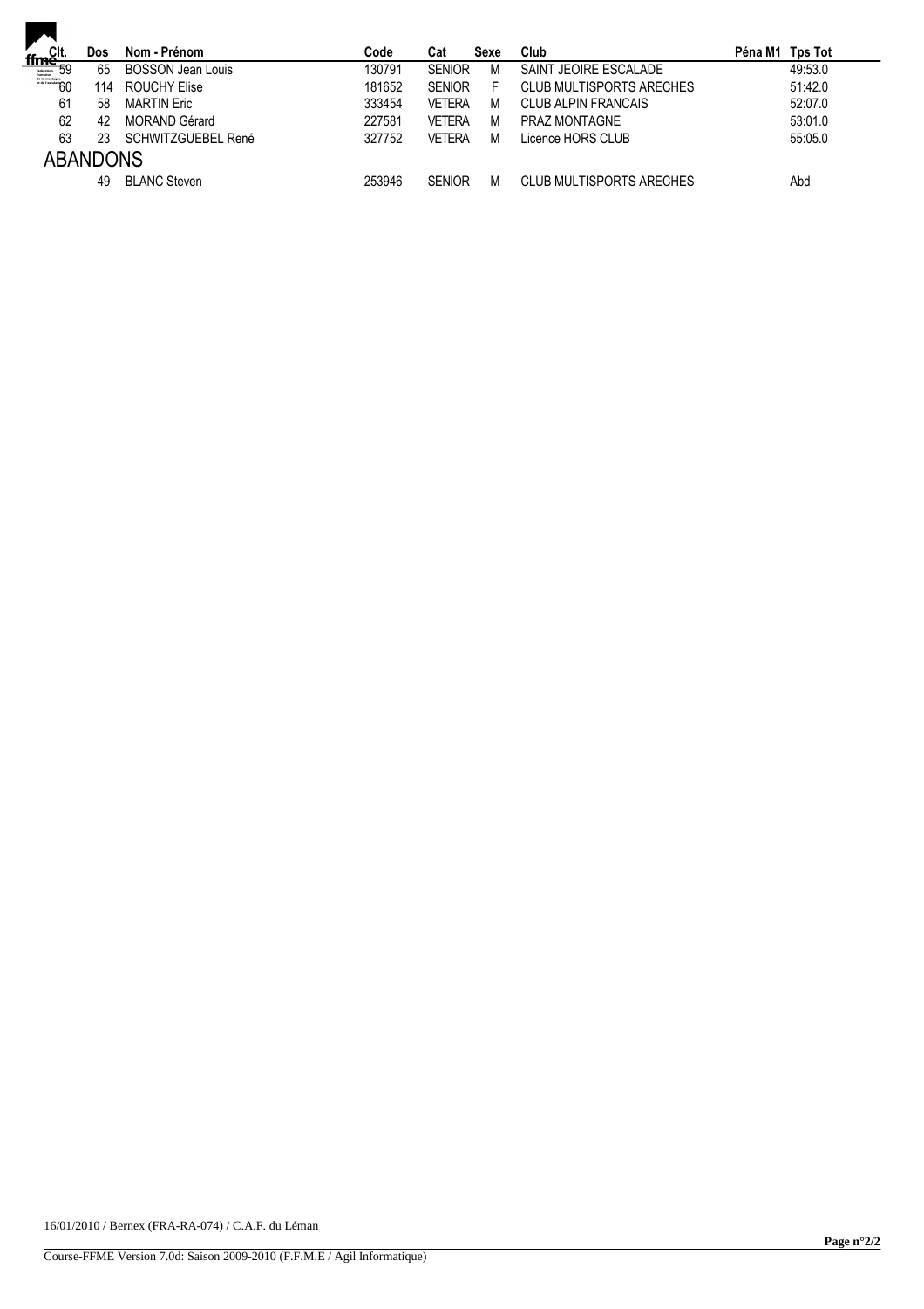| Clt. | Dos | Nom - Prénom | Code | Cat | Sexe | Club | Péna M1 | Tps Tot |
|---|---|---|---|---|---|---|---|---|
| 59 | 65 | BOSSON Jean Louis | 130791 | SENIOR | M | SAINT JEOIRE ESCALADE | | 49:53.0 |
| 60 | 114 | ROUCHY Elise | 181652 | SENIOR | F | CLUB MULTISPORTS ARECHES | | 51:42.0 |
| 61 | 58 | MARTIN Eric | 333454 | VETERA | M | CLUB ALPIN FRANCAIS | | 52:07.0 |
| 62 | 42 | MORAND Gérard | 227581 | VETERA | M | PRAZ MONTAGNE | | 53:01.0 |
| 63 | 23 | SCHWITZGUEBEL René | 327752 | VETERA | M | Licence HORS CLUB | | 55:05.0 |

## ABANDONS

| Clt. | Dos | Nom - Prénom | Code | Cat | Sexe | Club | Péna M1 | Tps Tot |
|---|---|---|---|---|---|---|---|---|
| | 49 | BLANC Steven | 253946 | SENIOR | M | CLUB MULTISPORTS ARECHES | | Abd |

16/01/2010 / Bernex (FRA-RA-074) / C.A.F. du Léman

Course-FFME Version 7.0d: Saison 2009-2010 (F.F.M.E / Agil Informatique)